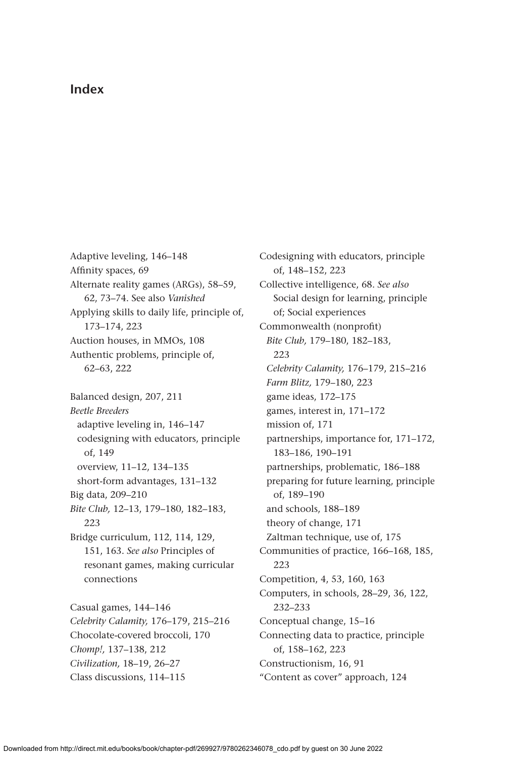# Index

Adaptive leveling, 146–148
Affinity spaces, 69
Alternate reality games (ARGs), 58–59, 62, 73–74. See also *Vanished*
Applying skills to daily life, principle of, 173–174, 223
Auction houses, in MMOs, 108
Authentic problems, principle of, 62–63, 222

Balanced design, 207, 211
*Beetle Breeders*
- adaptive leveling in, 146–147
- codesigning with educators, principle of, 149
- overview, 11–12, 134–135
- short-form advantages, 131–132

Big data, 209–210
*Bite Club,* 12–13, 179–180, 182–183, 223
Bridge curriculum, 112, 114, 129, 151, 163. *See also* Principles of resonant games, making curricular connections

Casual games, 144–146
*Celebrity Calamity,* 176–179, 215–216
Chocolate-covered broccoli, 170
*Chomp!,* 137–138, 212
*Civilization,* 18–19, 26–27
Class discussions, 114–115
Codesigning with educators, principle of, 148–152, 223
Collective intelligence, 68. *See also* Social design for learning, principle of; Social experiences
Commonwealth (nonprofit)
- *Bite Club,* 179–180, 182–183, 223
- *Celebrity Calamity,* 176–179, 215–216
- *Farm Blitz,* 179–180, 223
- game ideas, 172–175
- games, interest in, 171–172
- mission of, 171
- partnerships, importance for, 171–172, 183–186, 190–191
- partnerships, problematic, 186–188
- preparing for future learning, principle of, 189–190
- and schools, 188–189
- theory of change, 171
- Zaltman technique, use of, 175

Communities of practice, 166–168, 185, 223
Competition, 4, 53, 160, 163
Computers, in schools, 28–29, 36, 122, 232–233
Conceptual change, 15–16
Connecting data to practice, principle of, 158–162, 223
Constructionism, 16, 91
"Content as cover" approach, 124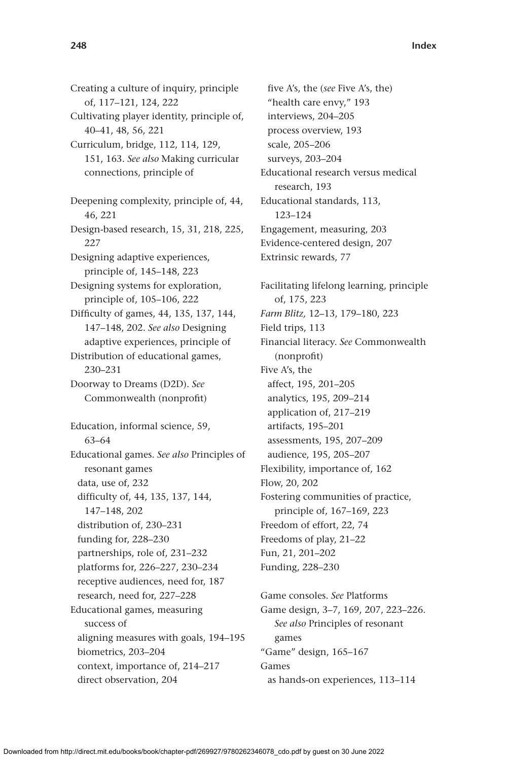Creating a culture of inquiry, principle of, 117–121, 124, 222
Cultivating player identity, principle of, 40–41, 48, 56, 221
Curriculum, bridge, 112, 114, 129, 151, 163. *See also* Making curricular connections, principle of

Deepening complexity, principle of, 44, 46, 221
Design-based research, 15, 31, 218, 225, 227
Designing adaptive experiences, principle of, 145–148, 223
Designing systems for exploration, principle of, 105–106, 222
Difficulty of games, 44, 135, 137, 144, 147–148, 202. *See also* Designing adaptive experiences, principle of
Distribution of educational games, 230–231
Doorway to Dreams (D2D). *See* Commonwealth (nonprofit)

Education, informal science, 59, 63–64
Educational games. *See also* Principles of resonant games
  data, use of, 232
  difficulty of, 44, 135, 137, 144, 147–148, 202
  distribution of, 230–231
  funding for, 228–230
  partnerships, role of, 231–232
  platforms for, 226–227, 230–234
  receptive audiences, need for, 187
  research, need for, 227–228
Educational games, measuring success of
  aligning measures with goals, 194–195
  biometrics, 203–204
  context, importance of, 214–217
  direct observation, 204
  five A's, the (*see* Five A's, the)
  "health care envy," 193
  interviews, 204–205
  process overview, 193
  scale, 205–206
  surveys, 203–204
Educational research versus medical research, 193
Educational standards, 113, 123–124
Engagement, measuring, 203
Evidence-centered design, 207
Extrinsic rewards, 77

Facilitating lifelong learning, principle of, 175, 223
*Farm Blitz,* 12–13, 179–180, 223
Field trips, 113
Financial literacy. *See* Commonwealth (nonprofit)
Five A's, the
  affect, 195, 201–205
  analytics, 195, 209–214
  application of, 217–219
  artifacts, 195–201
  assessments, 195, 207–209
  audience, 195, 205–207
Flexibility, importance of, 162
Flow, 20, 202
Fostering communities of practice, principle of, 167–169, 223
Freedom of effort, 22, 74
Freedoms of play, 21–22
Fun, 21, 201–202
Funding, 228–230

Game consoles. *See* Platforms
Game design, 3–7, 169, 207, 223–226. *See also* Principles of resonant games
"Game" design, 165–167
Games
  as hands-on experiences, 113–114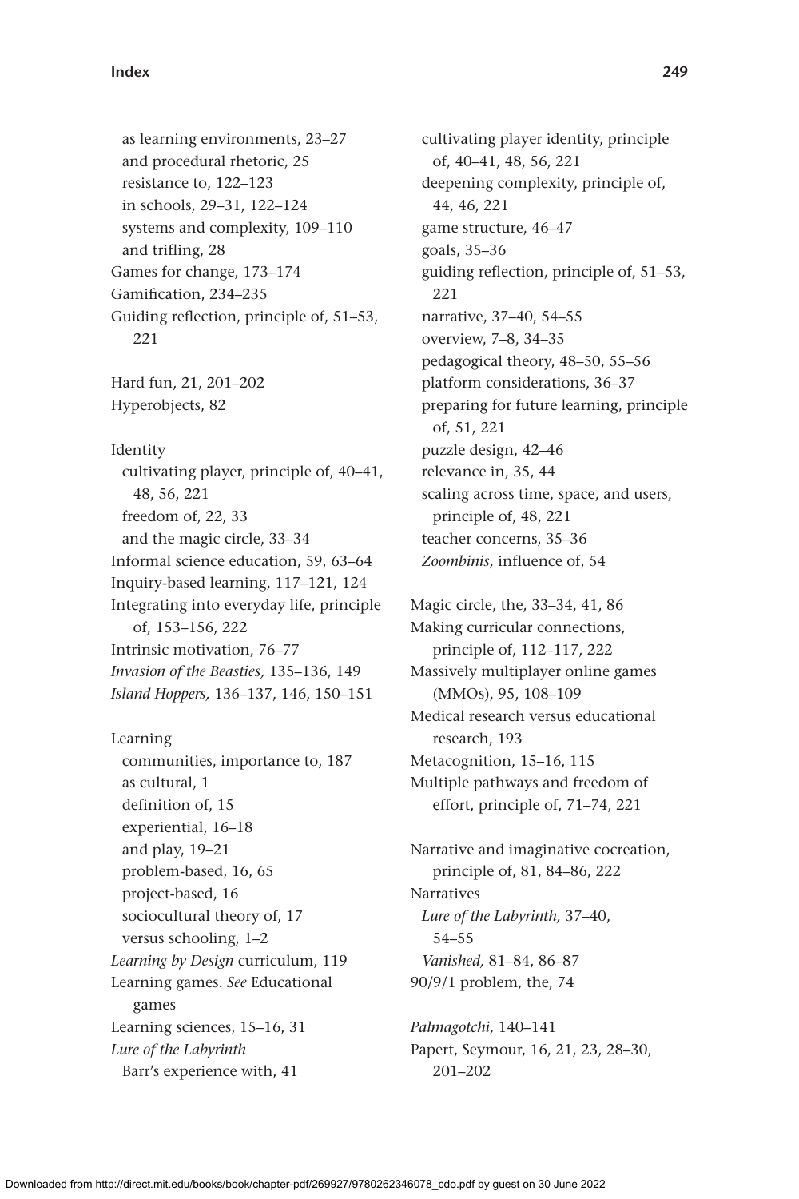as learning environments, 23–27
 and procedural rhetoric, 25
 resistance to, 122–123
 in schools, 29–31, 122–124
 systems and complexity, 109–110
 and trifling, 28

Games for change, 173–174

Gamification, 234–235

Guiding reflection, principle of, 51–53, 221

Hard fun, 21, 201–202

Hyperobjects, 82

Identity
 cultivating player, principle of, 40–41, 48, 56, 221
 freedom of, 22, 33
 and the magic circle, 33–34

Informal science education, 59, 63–64

Inquiry-based learning, 117–121, 124

Integrating into everyday life, principle of, 153–156, 222

Intrinsic motivation, 76–77

*Invasion of the Beasties,* 135–136, 149

*Island Hoppers,* 136–137, 146, 150–151

Learning
 communities, importance to, 187
 as cultural, 1
 definition of, 15
 experiential, 16–18
 and play, 19–21
 problem-based, 16, 65
 project-based, 16
 sociocultural theory of, 17
 versus schooling, 1–2

*Learning by Design* curriculum, 119

Learning games. *See* Educational games

Learning sciences, 15–16, 31

*Lure of the Labyrinth*
 Barr's experience with, 41
 cultivating player identity, principle of, 40–41, 48, 56, 221
 deepening complexity, principle of, 44, 46, 221
 game structure, 46–47
 goals, 35–36
 guiding reflection, principle of, 51–53, 221
 narrative, 37–40, 54–55
 overview, 7–8, 34–35
 pedagogical theory, 48–50, 55–56
 platform considerations, 36–37
 preparing for future learning, principle of, 51, 221
 puzzle design, 42–46
 relevance in, 35, 44
 scaling across time, space, and users, principle of, 48, 221
 teacher concerns, 35–36
 *Zoombinis,* influence of, 54

Magic circle, the, 33–34, 41, 86

Making curricular connections, principle of, 112–117, 222

Massively multiplayer online games (MMOs), 95, 108–109

Medical research versus educational research, 193

Metacognition, 15–16, 115

Multiple pathways and freedom of effort, principle of, 71–74, 221

Narrative and imaginative cocreation, principle of, 81, 84–86, 222

Narratives
 *Lure of the Labyrinth,* 37–40, 54–55
 *Vanished,* 81–84, 86–87

90/9/1 problem, the, 74

*Palmagotchi,* 140–141

Papert, Seymour, 16, 21, 23, 28–30, 201–202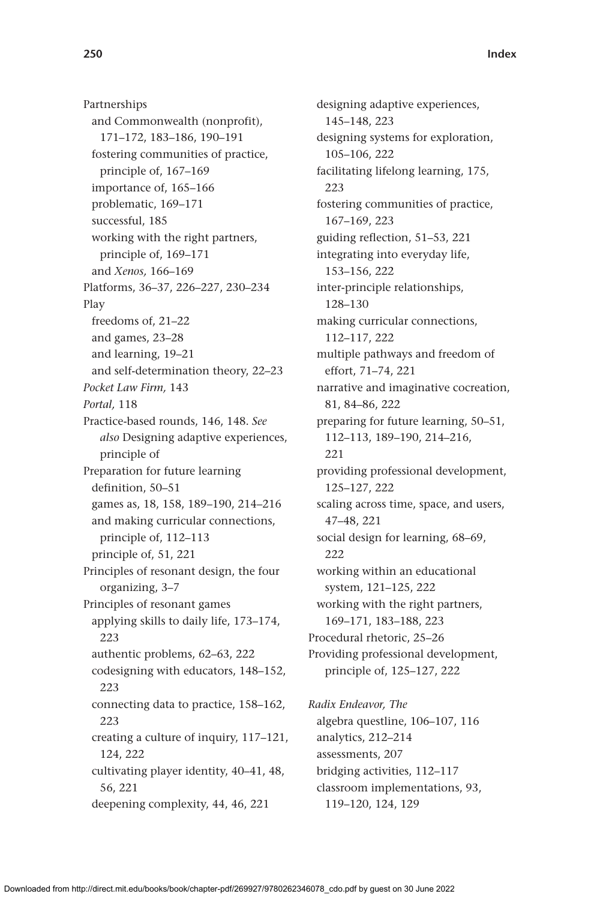Partnerships
  and Commonwealth (nonprofit), 171–172, 183–186, 190–191
  fostering communities of practice, principle of, 167–169
  importance of, 165–166
  problematic, 169–171
  successful, 185
  working with the right partners, principle of, 169–171
  and *Xenos,* 166–169
Platforms, 36–37, 226–227, 230–234
Play
  freedoms of, 21–22
  and games, 23–28
  and learning, 19–21
  and self-determination theory, 22–23
*Pocket Law Firm,* 143
*Portal,* 118
Practice-based rounds, 146, 148. *See also* Designing adaptive experiences, principle of
Preparation for future learning
  definition, 50–51
  games as, 18, 158, 189–190, 214–216
  and making curricular connections, principle of, 112–113
  principle of, 51, 221
Principles of resonant design, the four organizing, 3–7
Principles of resonant games
  applying skills to daily life, 173–174, 223
  authentic problems, 62–63, 222
  codesigning with educators, 148–152, 223
  connecting data to practice, 158–162, 223
  creating a culture of inquiry, 117–121, 124, 222
  cultivating player identity, 40–41, 48, 56, 221
  deepening complexity, 44, 46, 221
  designing adaptive experiences, 145–148, 223
  designing systems for exploration, 105–106, 222
  facilitating lifelong learning, 175, 223
  fostering communities of practice, 167–169, 223
  guiding reflection, 51–53, 221
  integrating into everyday life, 153–156, 222
  inter-principle relationships, 128–130
  making curricular connections, 112–117, 222
  multiple pathways and freedom of effort, 71–74, 221
  narrative and imaginative cocreation, 81, 84–86, 222
  preparing for future learning, 50–51, 112–113, 189–190, 214–216, 221
  providing professional development, 125–127, 222
  scaling across time, space, and users, 47–48, 221
  social design for learning, 68–69, 222
  working within an educational system, 121–125, 222
  working with the right partners, 169–171, 183–188, 223
Procedural rhetoric, 25–26
Providing professional development, principle of, 125–127, 222

*Radix Endeavor, The*
  algebra questline, 106–107, 116
  analytics, 212–214
  assessments, 207
  bridging activities, 112–117
  classroom implementations, 93, 119–120, 124, 129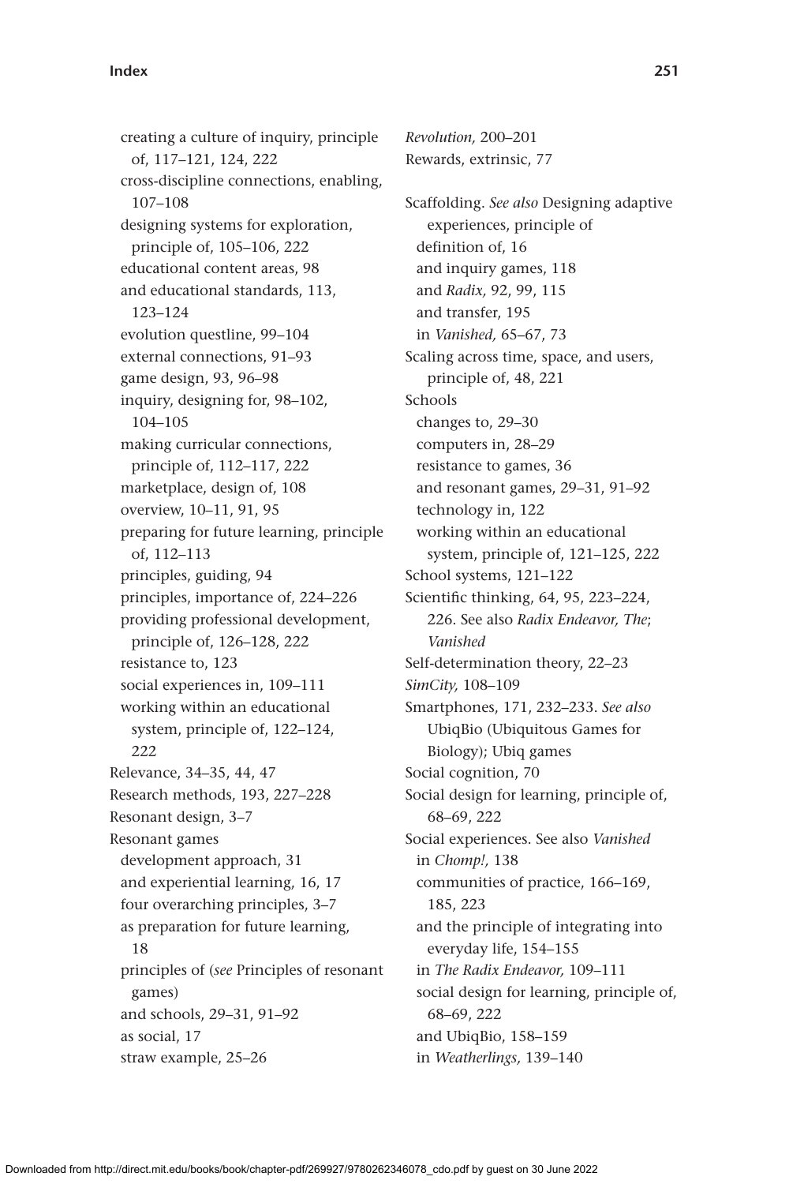creating a culture of inquiry, principle of, 117–121, 124, 222
cross-discipline connections, enabling, 107–108
designing systems for exploration, principle of, 105–106, 222
educational content areas, 98
and educational standards, 113, 123–124
evolution questline, 99–104
external connections, 91–93
game design, 93, 96–98
inquiry, designing for, 98–102, 104–105
making curricular connections, principle of, 112–117, 222
marketplace, design of, 108
overview, 10–11, 91, 95
preparing for future learning, principle of, 112–113
principles, guiding, 94
principles, importance of, 224–226
providing professional development, principle of, 126–128, 222
resistance to, 123
social experiences in, 109–111
working within an educational system, principle of, 122–124, 222

Relevance, 34–35, 44, 47
Research methods, 193, 227–228
Resonant design, 3–7
Resonant games
development approach, 31
and experiential learning, 16, 17
four overarching principles, 3–7
as preparation for future learning, 18
principles of (*see* Principles of resonant games)
and schools, 29–31, 91–92
as social, 17
straw example, 25–26

*Revolution,* 200–201
Rewards, extrinsic, 77

Scaffolding. *See also* Designing adaptive experiences, principle of
definition of, 16
and inquiry games, 118
and *Radix,* 92, 99, 115
and transfer, 195
in *Vanished,* 65–67, 73
Scaling across time, space, and users, principle of, 48, 221
Schools
changes to, 29–30
computers in, 28–29
resistance to games, 36
and resonant games, 29–31, 91–92
technology in, 122
working within an educational system, principle of, 121–125, 222
School systems, 121–122
Scientific thinking, 64, 95, 223–224, 226. See also *Radix Endeavor, The*; *Vanished*
Self-determination theory, 22–23
*SimCity,* 108–109
Smartphones, 171, 232–233. *See also* UbiqBio (Ubiquitous Games for Biology); Ubiq games
Social cognition, 70
Social design for learning, principle of, 68–69, 222
Social experiences. See also *Vanished*
in *Chomp!,* 138
communities of practice, 166–169, 185, 223
and the principle of integrating into everyday life, 154–155
in *The Radix Endeavor,* 109–111
social design for learning, principle of, 68–69, 222
and UbiqBio, 158–159
in *Weatherlings,* 139–140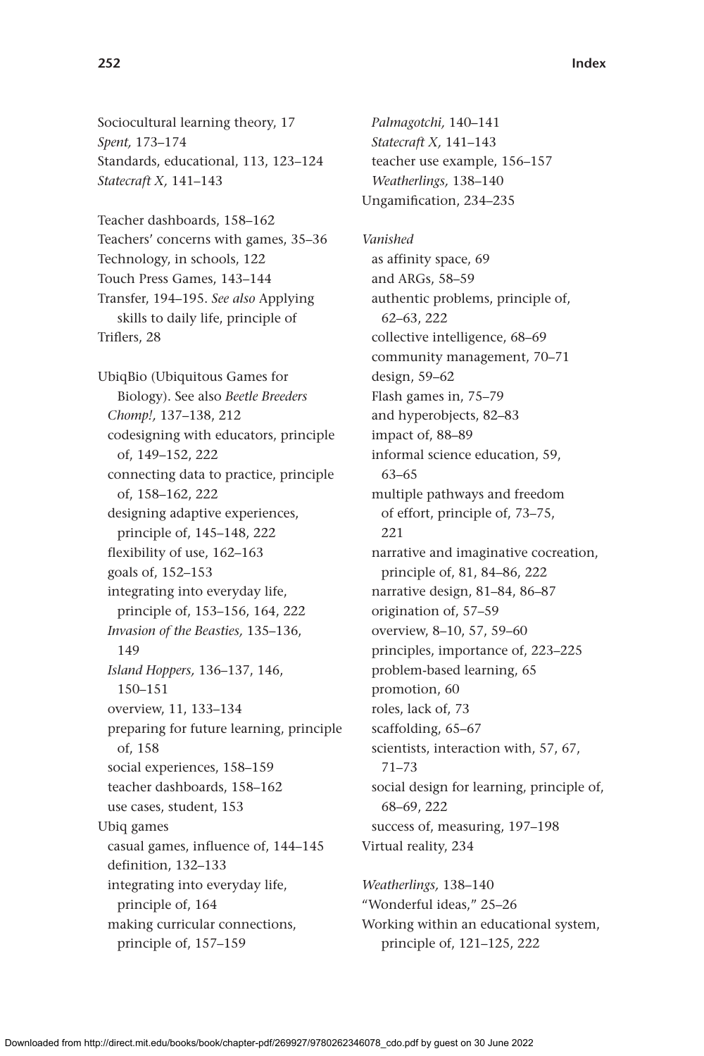Sociocultural learning theory, 17
*Spent,* 173–174
Standards, educational, 113, 123–124
*Statecraft X,* 141–143

Teacher dashboards, 158–162
Teachers' concerns with games, 35–36
Technology, in schools, 122
Touch Press Games, 143–144
Transfer, 194–195. *See also* Applying skills to daily life, principle of
Triflers, 28

UbiqBio (Ubiquitous Games for Biology). See also *Beetle Breeders*
- *Chomp!,* 137–138, 212
- codesigning with educators, principle of, 149–152, 222
- connecting data to practice, principle of, 158–162, 222
- designing adaptive experiences, principle of, 145–148, 222
- flexibility of use, 162–163
- goals of, 152–153
- integrating into everyday life, principle of, 153–156, 164, 222
- *Invasion of the Beasties,* 135–136, 149
- *Island Hoppers,* 136–137, 146, 150–151
- overview, 11, 133–134
- preparing for future learning, principle of, 158
- social experiences, 158–159
- teacher dashboards, 158–162
- use cases, student, 153

Ubiq games
- casual games, influence of, 144–145
- definition, 132–133
- integrating into everyday life, principle of, 164
- making curricular connections, principle of, 157–159
- *Palmagotchi,* 140–141
- *Statecraft X,* 141–143
- teacher use example, 156–157
- *Weatherlings,* 138–140

Ungamification, 234–235

*Vanished*
- as affinity space, 69
- and ARGs, 58–59
- authentic problems, principle of, 62–63, 222
- collective intelligence, 68–69
- community management, 70–71
- design, 59–62
- Flash games in, 75–79
- and hyperobjects, 82–83
- impact of, 88–89
- informal science education, 59, 63–65
- multiple pathways and freedom of effort, principle of, 73–75, 221
- narrative and imaginative cocreation, principle of, 81, 84–86, 222
- narrative design, 81–84, 86–87
- origination of, 57–59
- overview, 8–10, 57, 59–60
- principles, importance of, 223–225
- problem-based learning, 65
- promotion, 60
- roles, lack of, 73
- scaffolding, 65–67
- scientists, interaction with, 57, 67, 71–73
- social design for learning, principle of, 68–69, 222
- success of, measuring, 197–198

Virtual reality, 234

*Weatherlings,* 138–140
"Wonderful ideas," 25–26
Working within an educational system, principle of, 121–125, 222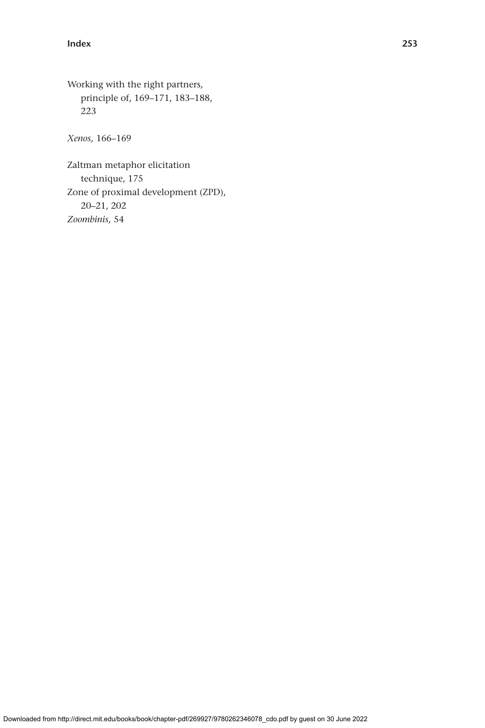Working with the right partners, principle of, 169–171, 183–188, 223

*Xenos,* 166–169

Zaltman metaphor elicitation technique, 175

Zone of proximal development (ZPD), 20–21, 202

*Zoombinis,* 54